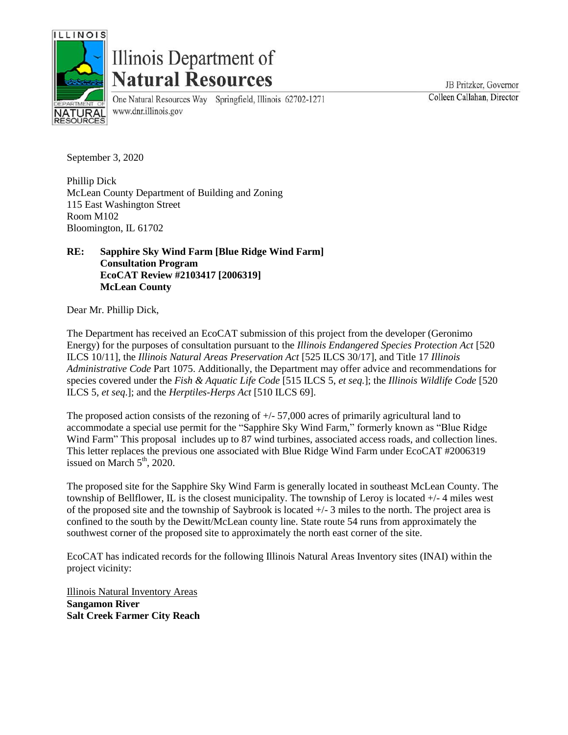# Illinois Department of Natural Resources

One Natural Resources Way Springfield, Illinois 62702-1271
www.dnr.illinois.gov

JB Pritzker, Governor
Colleen Callahan, Director

September 3, 2020

Phillip Dick
McLean County Department of Building and Zoning
115 East Washington Street
Room M102
Bloomington, IL 61702

**RE: Sapphire Sky Wind Farm [Blue Ridge Wind Farm]**
**Consultation Program**
**EcoCAT Review #2103417 [2006319]**
**McLean County**

Dear Mr. Phillip Dick,

The Department has received an EcoCAT submission of this project from the developer (Geronimo Energy) for the purposes of consultation pursuant to the *Illinois Endangered Species Protection Act* [520 ILCS 10/11], the *Illinois Natural Areas Preservation Act* [525 ILCS 30/17], and Title 17 *Illinois Administrative Code* Part 1075. Additionally, the Department may offer advice and recommendations for species covered under the *Fish & Aquatic Life Code* [515 ILCS 5, *et seq.*]; the *Illinois Wildlife Code* [520 ILCS 5, *et seq*.]; and the *Herptiles-Herps Act* [510 ILCS 69].

The proposed action consists of the rezoning of +/- 57,000 acres of primarily agricultural land to accommodate a special use permit for the "Sapphire Sky Wind Farm," formerly known as "Blue Ridge Wind Farm" This proposal includes up to 87 wind turbines, associated access roads, and collection lines. This letter replaces the previous one associated with Blue Ridge Wind Farm under EcoCAT #2006319 issued on March 5th, 2020.

The proposed site for the Sapphire Sky Wind Farm is generally located in southeast McLean County. The township of Bellflower, IL is the closest municipality. The township of Leroy is located +/- 4 miles west of the proposed site and the township of Saybrook is located +/- 3 miles to the north. The project area is confined to the south by the Dewitt/McLean county line. State route 54 runs from approximately the southwest corner of the proposed site to approximately the north east corner of the site.

EcoCAT has indicated records for the following Illinois Natural Areas Inventory sites (INAI) within the project vicinity:

<u>Illinois Natural Inventory Areas</u>
**Sangamon River**
**Salt Creek Farmer City Reach**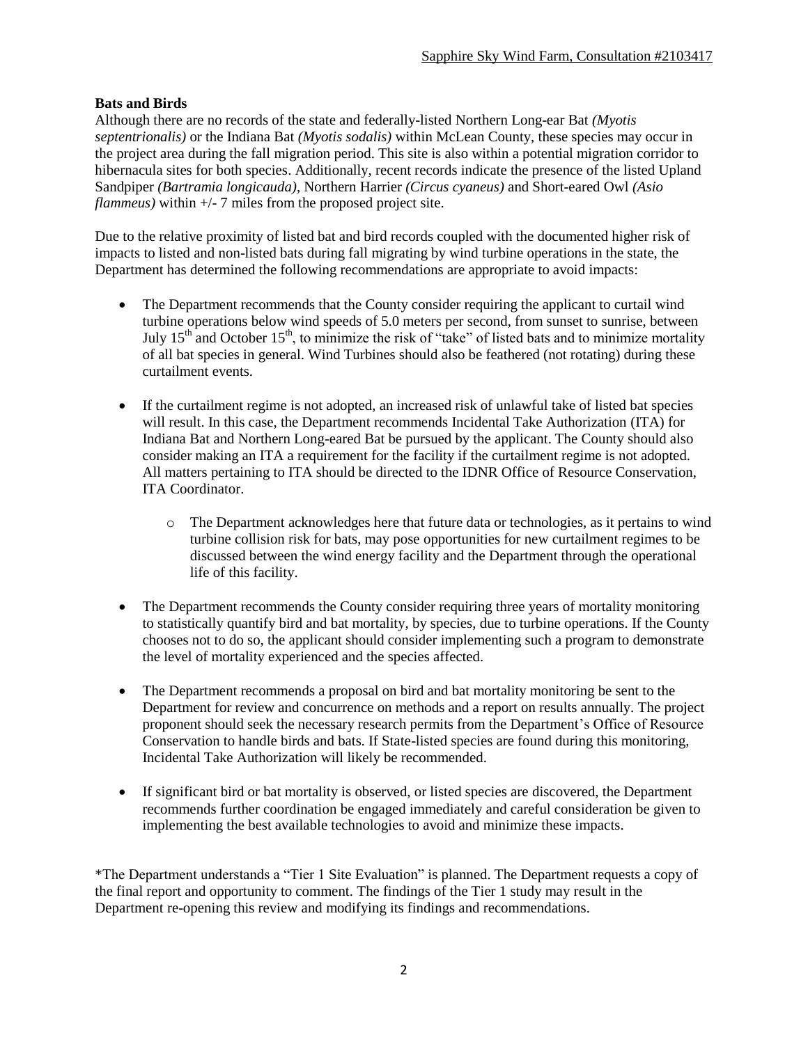**Bats and Birds**

Although there are no records of the state and federally-listed Northern Long-ear Bat *(Myotis septentrionalis)* or the Indiana Bat *(Myotis sodalis)* within McLean County, these species may occur in the project area during the fall migration period. This site is also within a potential migration corridor to hibernacula sites for both species. Additionally, recent records indicate the presence of the listed Upland Sandpiper *(Bartramia longicauda)*, Northern Harrier *(Circus cyaneus)* and Short-eared Owl *(Asio flammeus)* within +/- 7 miles from the proposed project site.

Due to the relative proximity of listed bat and bird records coupled with the documented higher risk of impacts to listed and non-listed bats during fall migrating by wind turbine operations in the state, the Department has determined the following recommendations are appropriate to avoid impacts:

- The Department recommends that the County consider requiring the applicant to curtail wind turbine operations below wind speeds of 5.0 meters per second, from sunset to sunrise, between July 15th and October 15th, to minimize the risk of "take" of listed bats and to minimize mortality of all bat species in general. Wind Turbines should also be feathered (not rotating) during these curtailment events.

- If the curtailment regime is not adopted, an increased risk of unlawful take of listed bat species will result. In this case, the Department recommends Incidental Take Authorization (ITA) for Indiana Bat and Northern Long-eared Bat be pursued by the applicant. The County should also consider making an ITA a requirement for the facility if the curtailment regime is not adopted. All matters pertaining to ITA should be directed to the IDNR Office of Resource Conservation, ITA Coordinator.

    - The Department acknowledges here that future data or technologies, as it pertains to wind turbine collision risk for bats, may pose opportunities for new curtailment regimes to be discussed between the wind energy facility and the Department through the operational life of this facility.

- The Department recommends the County consider requiring three years of mortality monitoring to statistically quantify bird and bat mortality, by species, due to turbine operations. If the County chooses not to do so, the applicant should consider implementing such a program to demonstrate the level of mortality experienced and the species affected.

- The Department recommends a proposal on bird and bat mortality monitoring be sent to the Department for review and concurrence on methods and a report on results annually. The project proponent should seek the necessary research permits from the Department's Office of Resource Conservation to handle birds and bats. If State-listed species are found during this monitoring, Incidental Take Authorization will likely be recommended.

- If significant bird or bat mortality is observed, or listed species are discovered, the Department recommends further coordination be engaged immediately and careful consideration be given to implementing the best available technologies to avoid and minimize these impacts.

*The Department understands a "Tier 1 Site Evaluation" is planned. The Department requests a copy of the final report and opportunity to comment. The findings of the Tier 1 study may result in the Department re-opening this review and modifying its findings and recommendations.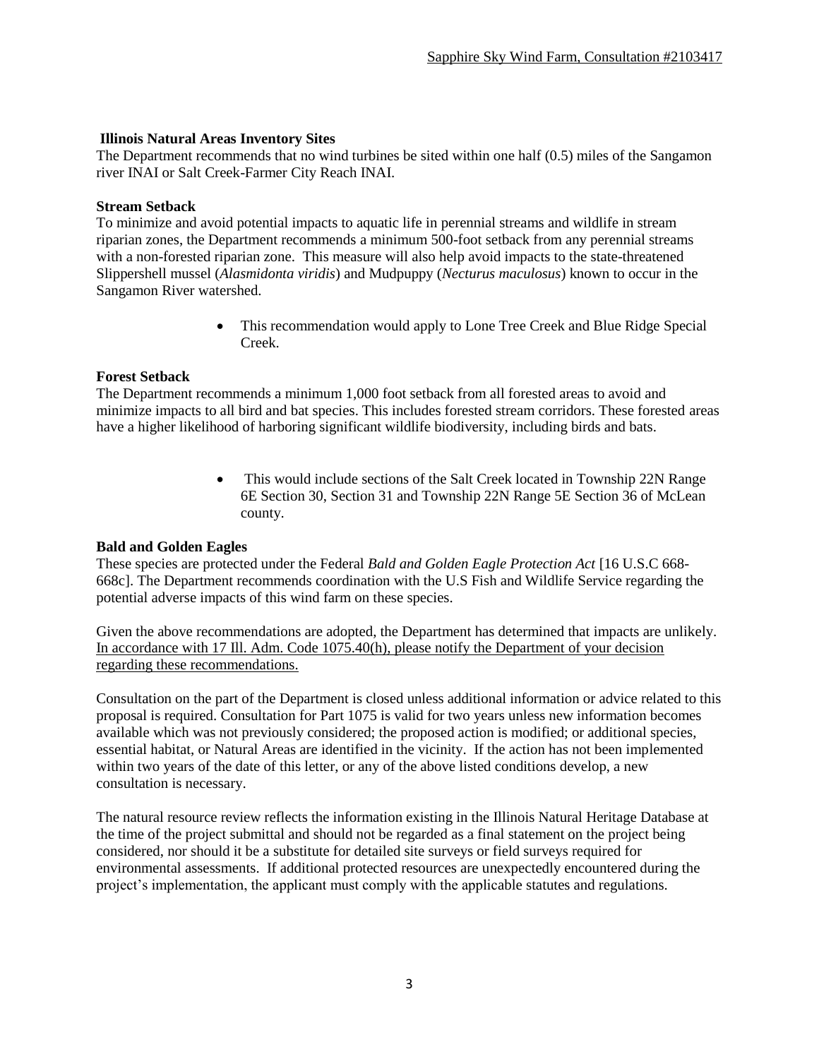**Illinois Natural Areas Inventory Sites**

The Department recommends that no wind turbines be sited within one half (0.5) miles of the Sangamon river INAI or Salt Creek-Farmer City Reach INAI.

**Stream Setback**

To minimize and avoid potential impacts to aquatic life in perennial streams and wildlife in stream riparian zones, the Department recommends a minimum 500-foot setback from any perennial streams with a non-forested riparian zone. This measure will also help avoid impacts to the state-threatened Slippershell mussel (*Alasmidonta viridis*) and Mudpuppy (*Necturus maculosus*) known to occur in the Sangamon River watershed.

- This recommendation would apply to Lone Tree Creek and Blue Ridge Special Creek.

**Forest Setback**

The Department recommends a minimum 1,000 foot setback from all forested areas to avoid and minimize impacts to all bird and bat species. This includes forested stream corridors. These forested areas have a higher likelihood of harboring significant wildlife biodiversity, including birds and bats.

- This would include sections of the Salt Creek located in Township 22N Range 6E Section 30, Section 31 and Township 22N Range 5E Section 36 of McLean county.

**Bald and Golden Eagles**

These species are protected under the Federal *Bald and Golden Eagle Protection Act* [16 U.S.C 668-668c]. The Department recommends coordination with the U.S Fish and Wildlife Service regarding the potential adverse impacts of this wind farm on these species.

Given the above recommendations are adopted, the Department has determined that impacts are unlikely. <u>In accordance with 17 Ill. Adm. Code 1075.40(h), please notify the Department of your decision regarding these recommendations.</u>

Consultation on the part of the Department is closed unless additional information or advice related to this proposal is required. Consultation for Part 1075 is valid for two years unless new information becomes available which was not previously considered; the proposed action is modified; or additional species, essential habitat, or Natural Areas are identified in the vicinity. If the action has not been implemented within two years of the date of this letter, or any of the above listed conditions develop, a new consultation is necessary.

The natural resource review reflects the information existing in the Illinois Natural Heritage Database at the time of the project submittal and should not be regarded as a final statement on the project being considered, nor should it be a substitute for detailed site surveys or field surveys required for environmental assessments. If additional protected resources are unexpectedly encountered during the project's implementation, the applicant must comply with the applicable statutes and regulations.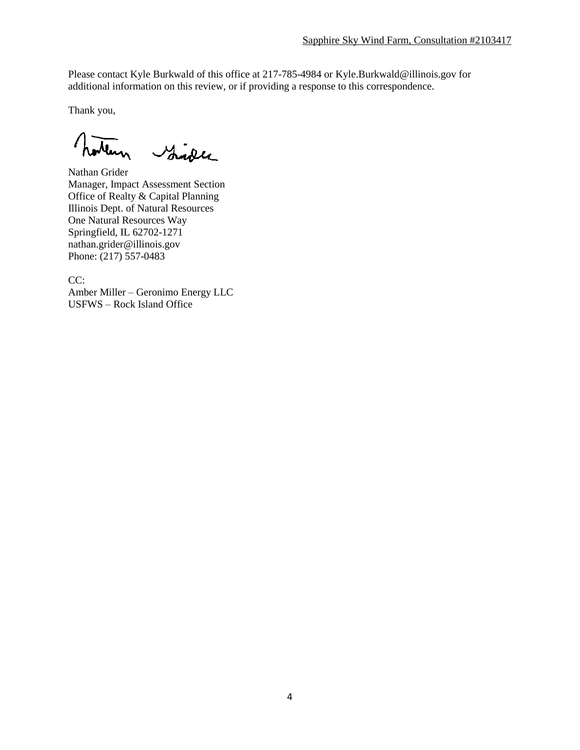Please contact Kyle Burkwald of this office at 217-785-4984 or Kyle.Burkwald@illinois.gov for additional information on this review, or if providing a response to this correspondence.

Thank you,

Nathan Grider
Manager, Impact Assessment Section
Office of Realty & Capital Planning
Illinois Dept. of Natural Resources
One Natural Resources Way
Springfield, IL 62702-1271
nathan.grider@illinois.gov
Phone: (217) 557-0483

CC:
Amber Miller – Geronimo Energy LLC
USFWS – Rock Island Office